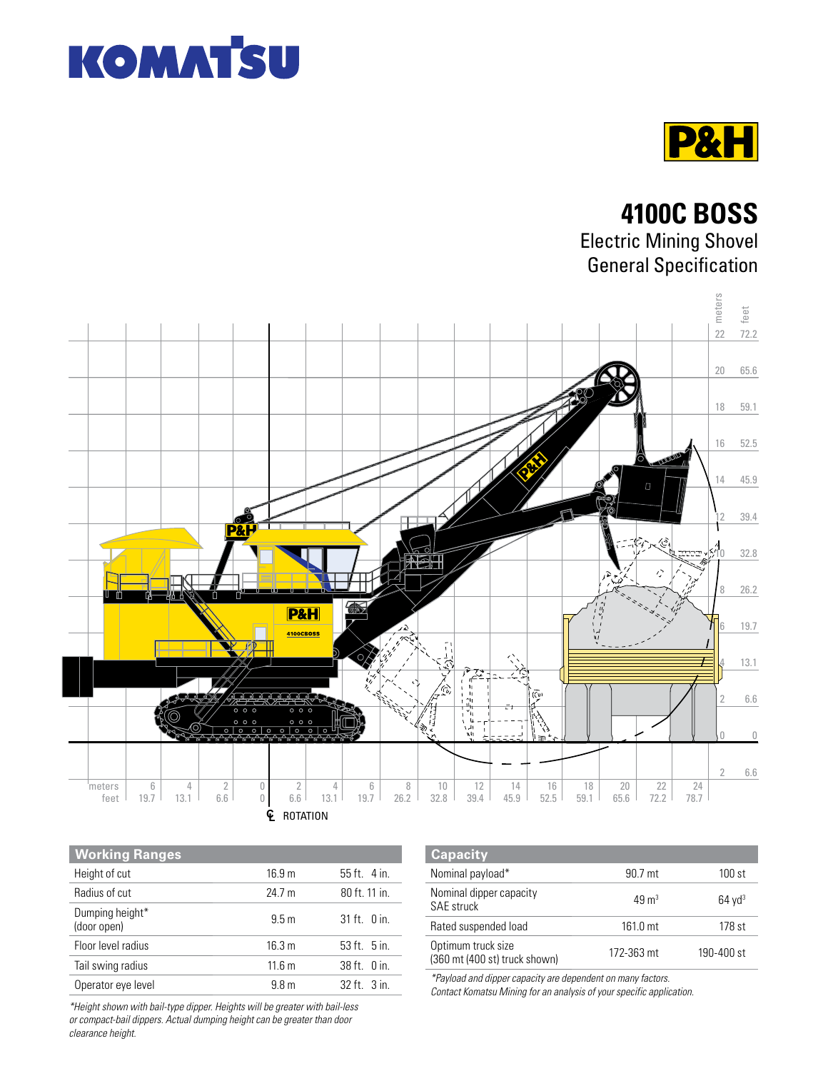KOMATSU

P&H

# 4100C BOSS

## Electric Mining Shovel General Specification

| Working Ranges | | |
|---|---|---|
| Height of cut | 16.9 m | 55 ft. 4 in. |
| Radius of cut | 24.7 m | 80 ft. 11 in. |
| Dumping height* (door open) | 9.5 m | 31 ft. 0 in. |
| Floor level radius | 16.3 m | 53 ft. 5 in. |
| Tail swing radius | 11.6 m | 38 ft. 0 in. |
| Operator eye level | 9.8 m | 32 ft. 3 in. |

*Height shown with bail-type dipper. Heights will be greater with bail-less or compact-bail dippers. Actual dumping height can be greater than door clearance height.*

| Capacity | | |
|---|---|---|
| Nominal payload* | 90.7 mt | 100 st |
| Nominal dipper capacity SAE struck | 49 $m^3$ | 64 $yd^3$ |
| Rated suspended load | 161.0 mt | 178 st |
| Optimum truck size (360 mt (400 st) truck shown) | 172-363 mt | 190-400 st |

*Payload and dipper capacity are dependent on many factors. Contact Komatsu Mining for an analysis of your specific application.*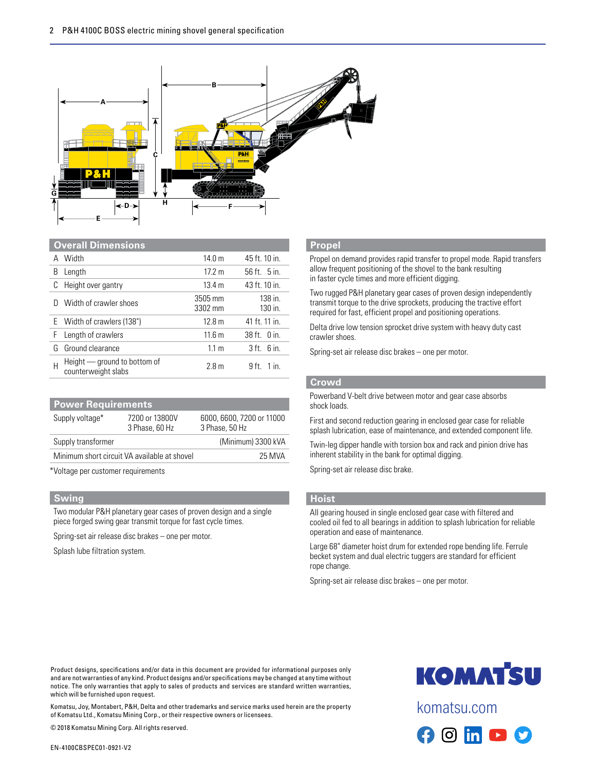## Overall Dimensions

| | | | |
|---|---|---|---|
| A | Width | 14.0 m | 45 ft. 10 in. |
| B | Length | 17.2 m | 56 ft. 5 in. |
| C | Height over gantry | 13.4 m | 43 ft. 10 in. |
| D | Width of crawler shoes | 3505 mm<br>3302 mm | 138 in.<br>130 in. |
| E | Width of crawlers (138") | 12.8 m | 41 ft. 11 in. |
| F | Length of crawlers | 11.6 m | 38 ft. 0 in. |
| G | Ground clearance | 1.1 m | 3 ft. 6 in. |
| H | Height — ground to bottom of counterweight slabs | 2.8 m | 9 ft. 1 in. |

## Power Requirements

| | | |
|---|---|---|
| Supply voltage* | 7200 or 13800V<br>3 Phase, 60 Hz | 6000, 6600, 7200 or 11000<br>3 Phase, 50 Hz |
| Supply transformer | | (Minimum) 3300 kVA |
| Minimum short circuit VA available at shovel | | 25 MVA |

*Voltage per customer requirements

## Swing

Two modular P&H planetary gear cases of proven design and a single piece forged swing gear transmit torque for fast cycle times.

Spring-set air release disc brakes – one per motor.

Splash lube filtration system.

## Propel

Propel on demand provides rapid transfer to propel mode. Rapid transfers allow frequent positioning of the shovel to the bank resulting in faster cycle times and more efficient digging.

Two rugged P&H planetary gear cases of proven design independently transmit torque to the drive sprockets, producing the tractive effort required for fast, efficient propel and positioning operations.

Delta drive low tension sprocket drive system with heavy duty cast crawler shoes.

Spring-set air release disc brakes – one per motor.

## Crowd

Powerband V-belt drive between motor and gear case absorbs shock loads.

First and second reduction gearing in enclosed gear case for reliable splash lubrication, ease of maintenance, and extended component life.

Twin-leg dipper handle with torsion box and rack and pinion drive has inherent stability in the bank for optimal digging.

Spring-set air release disc brake.

## Hoist

All gearing housed in single enclosed gear case with filtered and cooled oil fed to all bearings in addition to splash lubrication for reliable operation and ease of maintenance.

Large 68" diameter hoist drum for extended rope bending life. Ferrule becket system and dual electric tuggers are standard for efficient rope change.

Spring-set air release disc brakes – one per motor.

Product designs, specifications and/or data in this document are provided for informational purposes only and are not warranties of any kind. Product designs and/or specifications may be changed at any time without notice. The only warranties that apply to sales of products and services are standard written warranties, which will be furnished upon request.

Komatsu, Joy, Montabert, P&H, Delta and other trademarks and service marks used herein are the property of Komatsu Ltd., Komatsu Mining Corp., or their respective owners or licensees.

© 2018 Komatsu Mining Corp. All rights reserved.

EN-4100CBSPEC01-0921-V2

KOMATSU

komatsu.com